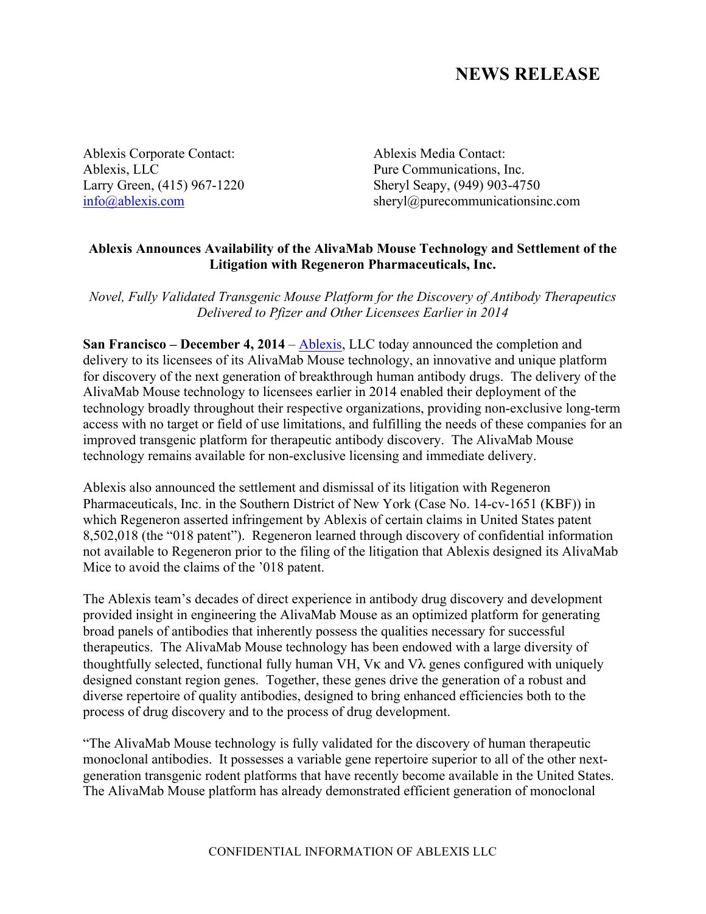# NEWS RELEASE

Ablexis Corporate Contact:
Ablexis, LLC
Larry Green, (415) 967-1220
info@ablexis.com

Ablexis Media Contact:
Pure Communications, Inc.
Sheryl Seapy, (949) 903-4750
sheryl@purecommunicationsinc.com

**Ablexis Announces Availability of the AlivaMab Mouse Technology and Settlement of the Litigation with Regeneron Pharmaceuticals, Inc.**

*Novel, Fully Validated Transgenic Mouse Platform for the Discovery of Antibody Therapeutics Delivered to Pfizer and Other Licensees Earlier in 2014*

**San Francisco – December 4, 2014** – Ablexis, LLC today announced the completion and delivery to its licensees of its AlivaMab Mouse technology, an innovative and unique platform for discovery of the next generation of breakthrough human antibody drugs. The delivery of the AlivaMab Mouse technology to licensees earlier in 2014 enabled their deployment of the technology broadly throughout their respective organizations, providing non-exclusive long-term access with no target or field of use limitations, and fulfilling the needs of these companies for an improved transgenic platform for therapeutic antibody discovery. The AlivaMab Mouse technology remains available for non-exclusive licensing and immediate delivery.

Ablexis also announced the settlement and dismissal of its litigation with Regeneron Pharmaceuticals, Inc. in the Southern District of New York (Case No. 14-cv-1651 (KBF)) in which Regeneron asserted infringement by Ablexis of certain claims in United States patent 8,502,018 (the "018 patent"). Regeneron learned through discovery of confidential information not available to Regeneron prior to the filing of the litigation that Ablexis designed its AlivaMab Mice to avoid the claims of the '018 patent.

The Ablexis team's decades of direct experience in antibody drug discovery and development provided insight in engineering the AlivaMab Mouse as an optimized platform for generating broad panels of antibodies that inherently possess the qualities necessary for successful therapeutics. The AlivaMab Mouse technology has been endowed with a large diversity of thoughtfully selected, functional fully human VH, Vκ and Vλ genes configured with uniquely designed constant region genes. Together, these genes drive the generation of a robust and diverse repertoire of quality antibodies, designed to bring enhanced efficiencies both to the process of drug discovery and to the process of drug development.

"The AlivaMab Mouse technology is fully validated for the discovery of human therapeutic monoclonal antibodies. It possesses a variable gene repertoire superior to all of the other next-generation transgenic rodent platforms that have recently become available in the United States. The AlivaMab Mouse platform has already demonstrated efficient generation of monoclonal

CONFIDENTIAL INFORMATION OF ABLEXIS LLC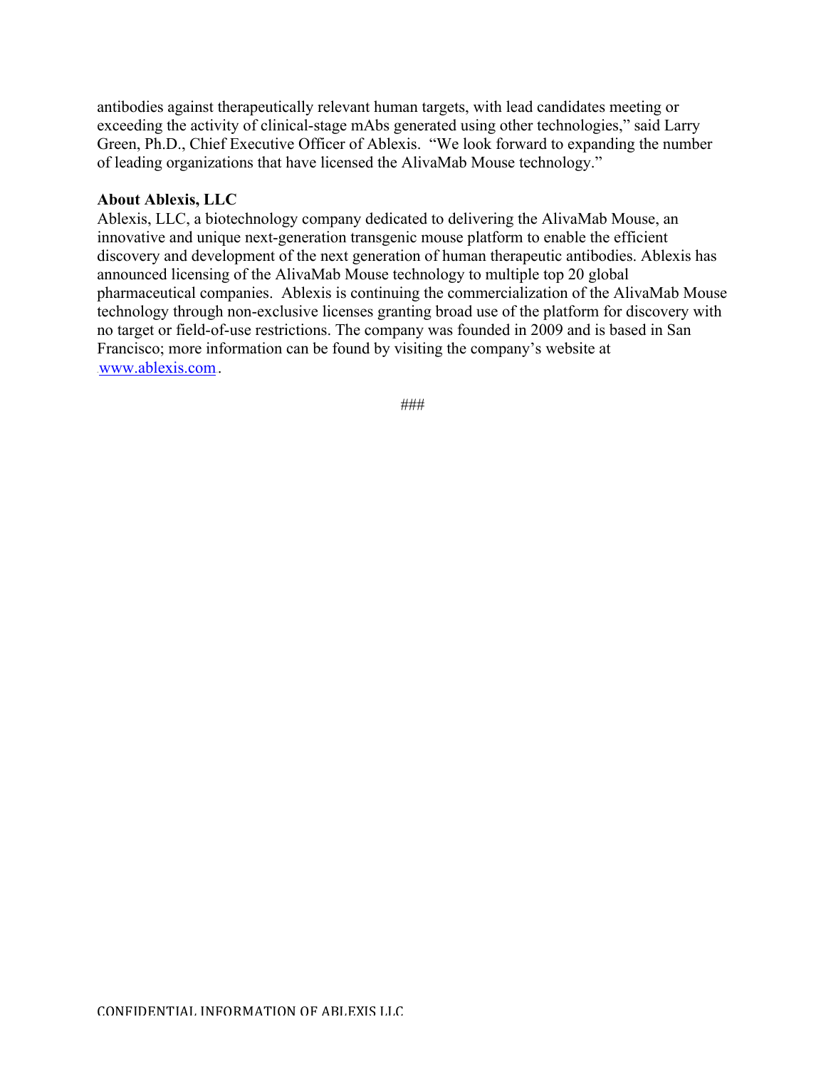antibodies against therapeutically relevant human targets, with lead candidates meeting or exceeding the activity of clinical-stage mAbs generated using other technologies," said Larry Green, Ph.D., Chief Executive Officer of Ablexis. "We look forward to expanding the number of leading organizations that have licensed the AlivaMab Mouse technology."

**About Ablexis, LLC**

Ablexis, LLC, a biotechnology company dedicated to delivering the AlivaMab Mouse, an innovative and unique next-generation transgenic mouse platform to enable the efficient discovery and development of the next generation of human therapeutic antibodies. Ablexis has announced licensing of the AlivaMab Mouse technology to multiple top 20 global pharmaceutical companies. Ablexis is continuing the commercialization of the AlivaMab Mouse technology through non-exclusive licenses granting broad use of the platform for discovery with no target or field-of-use restrictions. The company was founded in 2009 and is based in San Francisco; more information can be found by visiting the company's website at www.ablexis.com.

###

CONFIDENTIAL INFORMATION OF ABLEXIS LLC